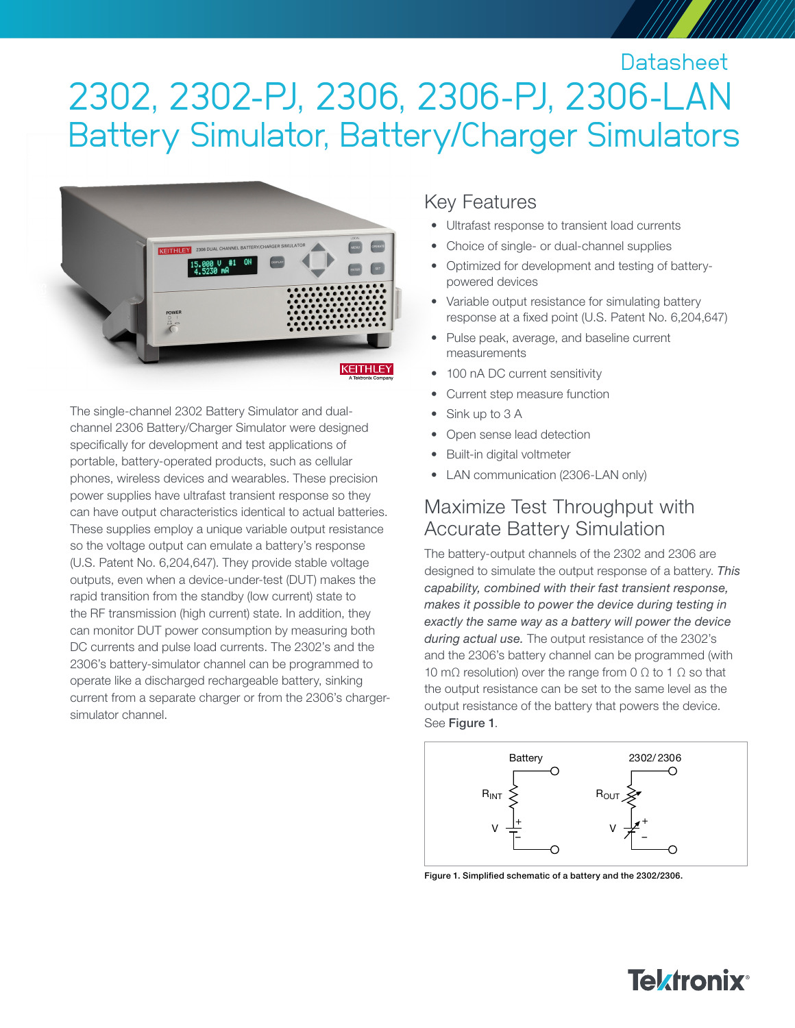Datasheet

# 2302, 2302-PJ, 2306, 2306-PJ, 2306-LAN Battery Simulator, Battery/Charger Simulators

The single-channel 2302 Battery Simulator and dual-channel 2306 Battery/Charger Simulator were designed specifically for development and test applications of portable, battery-operated products, such as cellular phones, wireless devices and wearables. These precision power supplies have ultrafast transient response so they can have output characteristics identical to actual batteries. These supplies employ a unique variable output resistance so the voltage output can emulate a battery's response (U.S. Patent No. 6,204,647). They provide stable voltage outputs, even when a device-under-test (DUT) makes the rapid transition from the standby (low current) state to the RF transmission (high current) state. In addition, they can monitor DUT power consumption by measuring both DC currents and pulse load currents. The 2302's and the 2306's battery-simulator channel can be programmed to operate like a discharged rechargeable battery, sinking current from a separate charger or from the 2306's charger-simulator channel.

## Key Features

- Ultrafast response to transient load currents
- Choice of single- or dual-channel supplies
- Optimized for development and testing of battery-powered devices
- Variable output resistance for simulating battery response at a fixed point (U.S. Patent No. 6,204,647)
- Pulse peak, average, and baseline current measurements
- 100 nA DC current sensitivity
- Current step measure function
- Sink up to 3 A
- Open sense lead detection
- Built-in digital voltmeter
- LAN communication (2306-LAN only)

## Maximize Test Throughput with Accurate Battery Simulation

The battery-output channels of the 2302 and 2306 are designed to simulate the output response of a battery. *This capability, combined with their fast transient response, makes it possible to power the device during testing in exactly the same way as a battery will power the device during actual use.* The output resistance of the 2302's and the 2306's battery channel can be programmed (with 10 mΩ resolution) over the range from 0 Ω to 1 Ω so that the output resistance can be set to the same level as the output resistance of the battery that powers the device. See **Figure 1**.

Battery: $R_{INT}$, V — 2302/2306: $R_{OUT}$, V

Figure 1. Simplified schematic of a battery and the 2302/2306.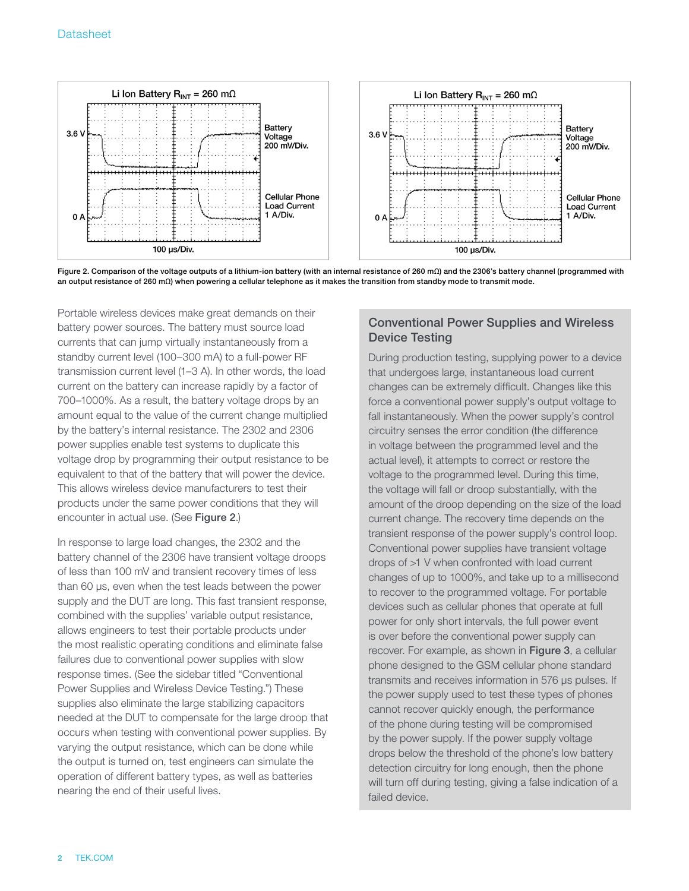Figure 2. Comparison of the voltage outputs of a lithium-ion battery (with an internal resistance of 260 mΩ) and the 2306's battery channel (programmed with an output resistance of 260 mΩ) when powering a cellular telephone as it makes the transition from standby mode to transmit mode.

Portable wireless devices make great demands on their battery power sources. The battery must source load currents that can jump virtually instantaneously from a standby current level (100–300 mA) to a full-power RF transmission current level (1–3 A). In other words, the load current on the battery can increase rapidly by a factor of 700–1000%. As a result, the battery voltage drops by an amount equal to the value of the current change multiplied by the battery's internal resistance. The 2302 and 2306 power supplies enable test systems to duplicate this voltage drop by programming their output resistance to be equivalent to that of the battery that will power the device. This allows wireless device manufacturers to test their products under the same power conditions that they will encounter in actual use. (See **Figure 2**.)

In response to large load changes, the 2302 and the battery channel of the 2306 have transient voltage droops of less than 100 mV and transient recovery times of less than 60 µs, even when the test leads between the power supply and the DUT are long. This fast transient response, combined with the supplies' variable output resistance, allows engineers to test their portable products under the most realistic operating conditions and eliminate false failures due to conventional power supplies with slow response times. (See the sidebar titled "Conventional Power Supplies and Wireless Device Testing.") These supplies also eliminate the large stabilizing capacitors needed at the DUT to compensate for the large droop that occurs when testing with conventional power supplies. By varying the output resistance, which can be done while the output is turned on, test engineers can simulate the operation of different battery types, as well as batteries nearing the end of their useful lives.

## Conventional Power Supplies and Wireless Device Testing

During production testing, supplying power to a device that undergoes large, instantaneous load current changes can be extremely difficult. Changes like this force a conventional power supply's output voltage to fall instantaneously. When the power supply's control circuitry senses the error condition (the difference in voltage between the programmed level and the actual level), it attempts to correct or restore the voltage to the programmed level. During this time, the voltage will fall or droop substantially, with the amount of the droop depending on the size of the load current change. The recovery time depends on the transient response of the power supply's control loop. Conventional power supplies have transient voltage drops of >1 V when confronted with load current changes of up to 1000%, and take up to a millisecond to recover to the programmed voltage. For portable devices such as cellular phones that operate at full power for only short intervals, the full power event is over before the conventional power supply can recover. For example, as shown in **Figure 3**, a cellular phone designed to the GSM cellular phone standard transmits and receives information in 576 µs pulses. If the power supply used to test these types of phones cannot recover quickly enough, the performance of the phone during testing will be compromised by the power supply. If the power supply voltage drops below the threshold of the phone's low battery detection circuitry for long enough, then the phone will turn off during testing, giving a false indication of a failed device.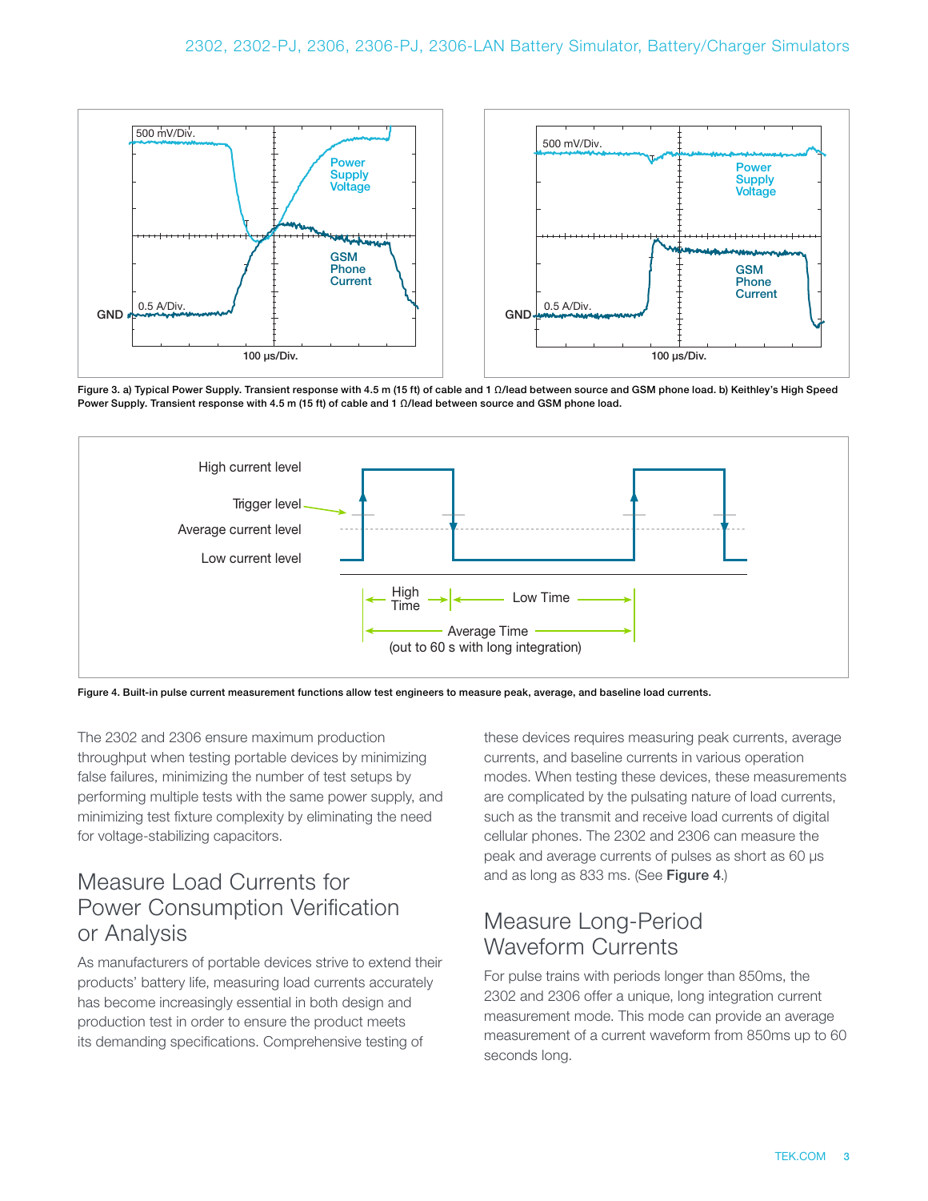Figure 3. a) Typical Power Supply. Transient response with 4.5 m (15 ft) of cable and 1 Ω/lead between source and GSM phone load. b) Keithley's High Speed Power Supply. Transient response with 4.5 m (15 ft) of cable and 1 Ω/lead between source and GSM phone load.

Figure 4. Built-in pulse current measurement functions allow test engineers to measure peak, average, and baseline load currents.

The 2302 and 2306 ensure maximum production throughput when testing portable devices by minimizing false failures, minimizing the number of test setups by performing multiple tests with the same power supply, and minimizing test fixture complexity by eliminating the need for voltage-stabilizing capacitors.

## Measure Load Currents for Power Consumption Verification or Analysis

As manufacturers of portable devices strive to extend their products' battery life, measuring load currents accurately has become increasingly essential in both design and production test in order to ensure the product meets its demanding specifications. Comprehensive testing of these devices requires measuring peak currents, average currents, and baseline currents in various operation modes. When testing these devices, these measurements are complicated by the pulsating nature of load currents, such as the transmit and receive load currents of digital cellular phones. The 2302 and 2306 can measure the peak and average currents of pulses as short as 60 µs and as long as 833 ms. (See **Figure 4**.)

## Measure Long-Period Waveform Currents

For pulse trains with periods longer than 850ms, the 2302 and 2306 offer a unique, long integration current measurement mode. This mode can provide an average measurement of a current waveform from 850ms up to 60 seconds long.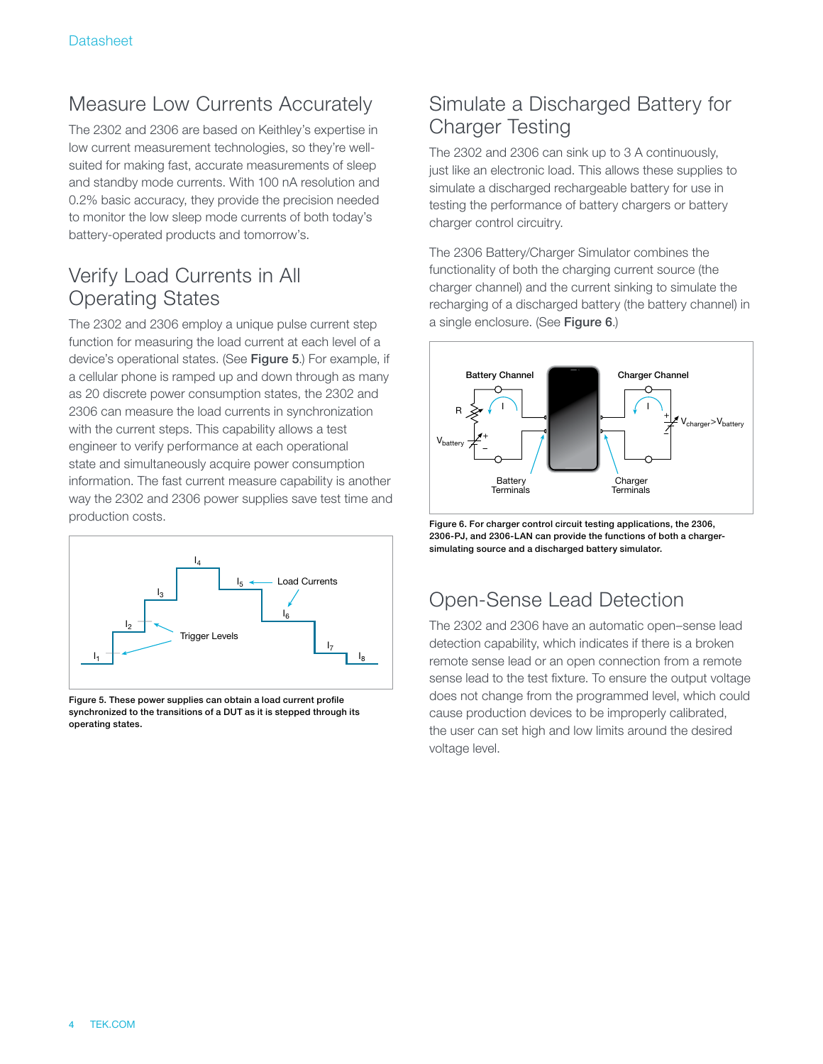## Measure Low Currents Accurately

The 2302 and 2306 are based on Keithley's expertise in low current measurement technologies, so they're well-suited for making fast, accurate measurements of sleep and standby mode currents. With 100 nA resolution and 0.2% basic accuracy, they provide the precision needed to monitor the low sleep mode currents of both today's battery-operated products and tomorrow's.

## Verify Load Currents in All Operating States

The 2302 and 2306 employ a unique pulse current step function for measuring the load current at each level of a device's operational states. (See **Figure 5**.) For example, if a cellular phone is ramped up and down through as many as 20 discrete power consumption states, the 2302 and 2306 can measure the load currents in synchronization with the current steps. This capability allows a test engineer to verify performance at each operational state and simultaneously acquire power consumption information. The fast current measure capability is another way the 2302 and 2306 power supplies save test time and production costs.

**Figure 5. These power supplies can obtain a load current profile synchronized to the transitions of a DUT as it is stepped through its operating states.**

## Simulate a Discharged Battery for Charger Testing

The 2302 and 2306 can sink up to 3 A continuously, just like an electronic load. This allows these supplies to simulate a discharged rechargeable battery for use in testing the performance of battery chargers or battery charger control circuitry.

The 2306 Battery/Charger Simulator combines the functionality of both the charging current source (the charger channel) and the current sinking to simulate the recharging of a discharged battery (the battery channel) in a single enclosure. (See **Figure 6**.)

**Figure 6. For charger control circuit testing applications, the 2306, 2306-PJ, and 2306-LAN can provide the functions of both a charger-simulating source and a discharged battery simulator.**

## Open-Sense Lead Detection

The 2302 and 2306 have an automatic open–sense lead detection capability, which indicates if there is a broken remote sense lead or an open connection from a remote sense lead to the test fixture. To ensure the output voltage does not change from the programmed level, which could cause production devices to be improperly calibrated, the user can set high and low limits around the desired voltage level.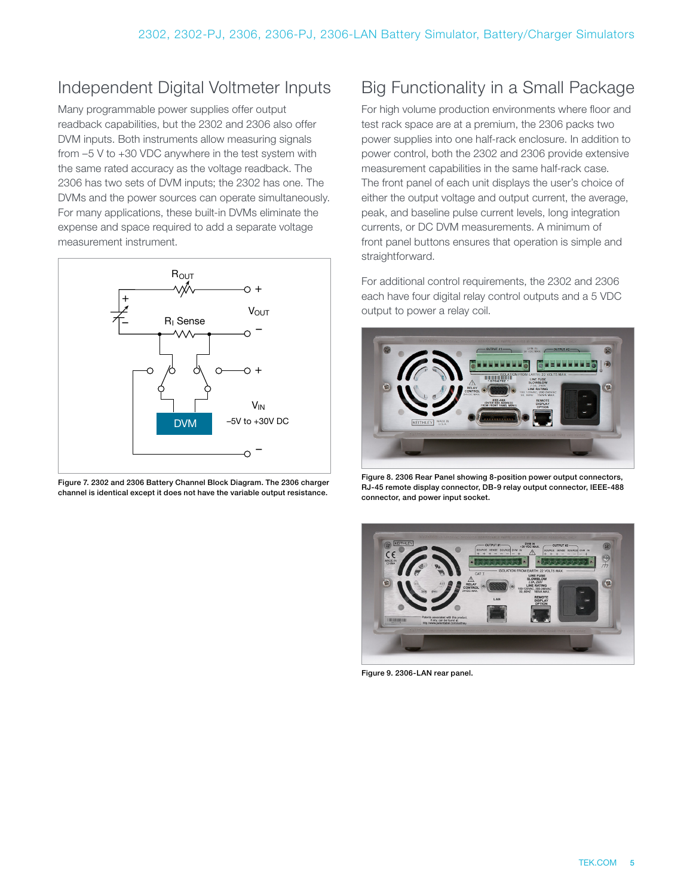## Independent Digital Voltmeter Inputs

Many programmable power supplies offer output readback capabilities, but the 2302 and 2306 also offer DVM inputs. Both instruments allow measuring signals from –5 V to +30 VDC anywhere in the test system with the same rated accuracy as the voltage readback. The 2306 has two sets of DVM inputs; the 2302 has one. The DVMs and the power sources can operate simultaneously. For many applications, these built-in DVMs eliminate the expense and space required to add a separate voltage measurement instrument.

Figure 7. 2302 and 2306 Battery Channel Block Diagram. The 2306 charger channel is identical except it does not have the variable output resistance.

## Big Functionality in a Small Package

For high volume production environments where floor and test rack space are at a premium, the 2306 packs two power supplies into one half-rack enclosure. In addition to power control, both the 2302 and 2306 provide extensive measurement capabilities in the same half-rack case. The front panel of each unit displays the user's choice of either the output voltage and output current, the average, peak, and baseline pulse current levels, long integration currents, or DC DVM measurements. A minimum of front panel buttons ensures that operation is simple and straightforward.

For additional control requirements, the 2302 and 2306 each have four digital relay control outputs and a 5 VDC output to power a relay coil.

Figure 8. 2306 Rear Panel showing 8-position power output connectors, RJ-45 remote display connector, DB-9 relay output connector, IEEE-488 connector, and power input socket.

Figure 9. 2306-LAN rear panel.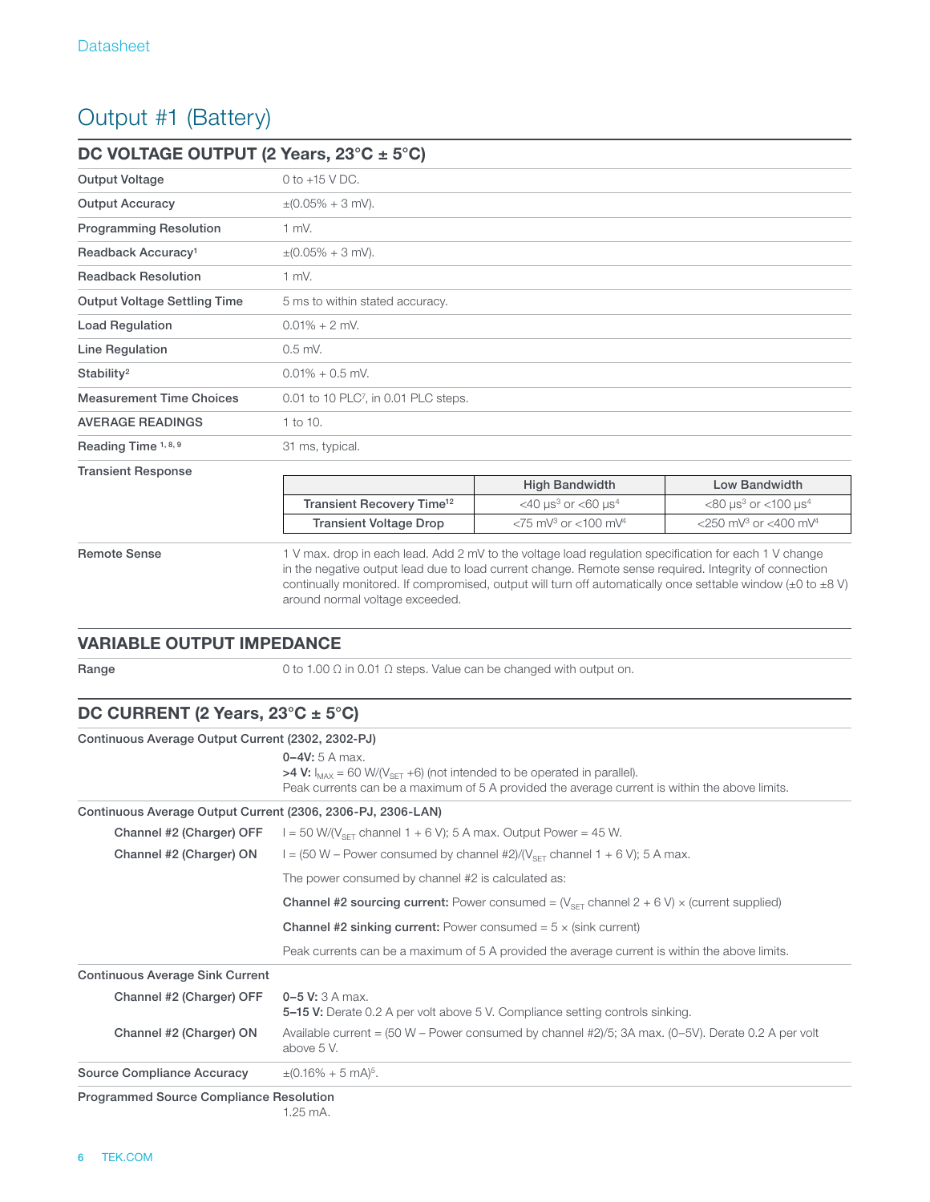# Output #1 (Battery)

## DC VOLTAGE OUTPUT (2 Years, 23°C ± 5°C)

| | |
|---|---|
| **Output Voltage** | 0 to +15 V DC. |
| **Output Accuracy** | ±(0.05% + 3 mV). |
| **Programming Resolution** | 1 mV. |
| **Readback Accuracy**[1] | ±(0.05% + 3 mV). |
| **Readback Resolution** | 1 mV. |
| **Output Voltage Settling Time** | 5 ms to within stated accuracy. |
| **Load Regulation** | 0.01% + 2 mV. |
| **Line Regulation** | 0.5 mV. |
| **Stability**[2] | 0.01% + 0.5 mV. |
| **Measurement Time Choices** | 0.01 to 10 PLC[7], in 0.01 PLC steps. |
| **AVERAGE READINGS** | 1 to 10. |
| **Reading Time** [1, 8, 9] | 31 ms, typical. |

**Transient Response**

| | High Bandwidth | Low Bandwidth |
|---|---|---|
| Transient Recovery Time[12] | <40 µs[3] or <60 µs[4] | <80 µs[3] or <100 µs[4] |
| Transient Voltage Drop | <75 mV[3] or <100 mV[4] | <250 mV[3] or <400 mV[4] |

**Remote Sense**
1 V max. drop in each lead. Add 2 mV to the voltage load regulation specification for each 1 V change in the negative output lead due to load current change. Remote sense required. Integrity of connection continually monitored. If compromised, output will turn off automatically once settable window (±0 to ±8 V) around normal voltage exceeded.

## VARIABLE OUTPUT IMPEDANCE

**Range** 0 to 1.00 Ω in 0.01 Ω steps. Value can be changed with output on.

## DC CURRENT (2 Years, 23°C ± 5°C)

**Continuous Average Output Current (2302, 2302-PJ)**

**0–4V:** 5 A max.
**>4 V:** $I_{MAX}$ = 60 W/($V_{SET}$ +6) (not intended to be operated in parallel).
Peak currents can be a maximum of 5 A provided the average current is within the above limits.

**Continuous Average Output Current (2306, 2306-PJ, 2306-LAN)**

**Channel #2 (Charger) OFF** I = 50 W/($V_{SET}$ channel 1 + 6 V); 5 A max. Output Power = 45 W.

**Channel #2 (Charger) ON** I = (50 W – Power consumed by channel #2)/($V_{SET}$ channel 1 + 6 V); 5 A max.

The power consumed by channel #2 is calculated as:

**Channel #2 sourcing current:** Power consumed = ($V_{SET}$ channel 2 + 6 V) × (current supplied)

**Channel #2 sinking current:** Power consumed = 5 × (sink current)

Peak currents can be a maximum of 5 A provided the average current is within the above limits.

**Continuous Average Sink Current**

**Channel #2 (Charger) OFF**
**0–5 V:** 3 A max.
**5–15 V:** Derate 0.2 A per volt above 5 V. Compliance setting controls sinking.

**Channel #2 (Charger) ON** Available current = (50 W – Power consumed by channel #2)/5; 3A max. (0–5V). Derate 0.2 A per volt above 5 V.

**Source Compliance Accuracy** ±(0.16% + 5 mA)[5].

**Programmed Source Compliance Resolution**
1.25 mA.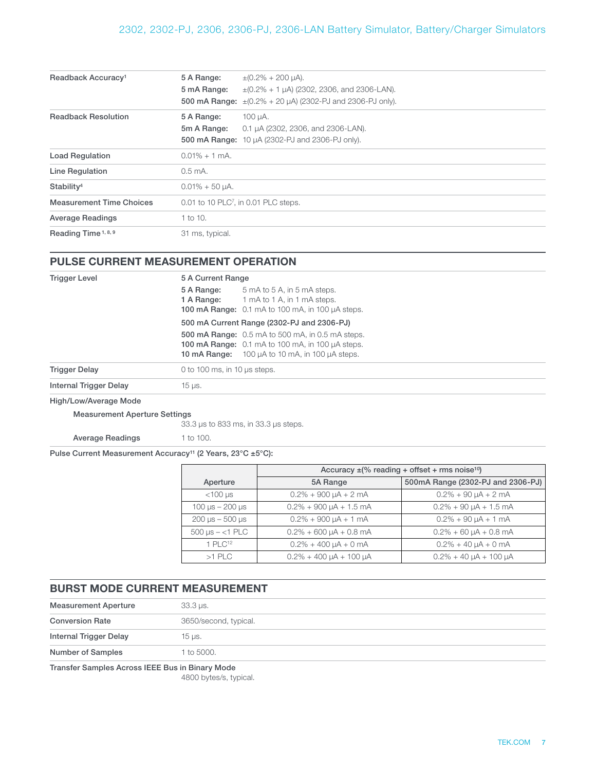| | | |
|---|---|---|
| **Readback Accuracy**[1] | **5 A Range:** | ±(0.2% + 200 µA). |
| | **5 mA Range:** | ±(0.2% + 1 µA) (2302, 2306, and 2306-LAN). |
| | **500 mA Range:** | ±(0.2% + 20 µA) (2302-PJ and 2306-PJ only). |
| **Readback Resolution** | **5 A Range:** | 100 µA. |
| | **5m A Range:** | 0.1 µA (2302, 2306, and 2306-LAN). |
| | **500 mA Range:** | 10 µA (2302-PJ and 2306-PJ only). |
| **Load Regulation** | 0.01% + 1 mA. | |
| **Line Regulation** | 0.5 mA. | |
| **Stability**[4] | 0.01% + 50 µA. | |
| **Measurement Time Choices** | 0.01 to 10 PLC[7], in 0.01 PLC steps. | |
| **Average Readings** | 1 to 10. | |
| **Reading Time**[1, 8, 9] | 31 ms, typical. | |

## PULSE CURRENT MEASUREMENT OPERATION

**Trigger Level**

5 A Current Range

- **5 A Range:** 5 mA to 5 A, in 5 mA steps.
- **1 A Range:** 1 mA to 1 A, in 1 mA steps.
- **100 mA Range:** 0.1 mA to 100 mA, in 100 µA steps.

500 mA Current Range (2302-PJ and 2306-PJ)

- **500 mA Range:** 0.5 mA to 500 mA, in 0.5 mA steps.
- **100 mA Range:** 0.1 mA to 100 mA, in 100 µA steps.
- **10 mA Range:** 100 µA to 10 mA, in 100 µA steps.

**Trigger Delay** 0 to 100 ms, in 10 µs steps.

**Internal Trigger Delay** 15 µs.

**High/Low/Average Mode**

- **Measurement Aperture Settings** 33.3 µs to 833 ms, in 33.3 µs steps.
- **Average Readings** 1 to 100.

**Pulse Current Measurement Accuracy**[11] **(2 Years, 23°C ±5°C):**

| Aperture | Accuracy ±(% reading + offset + rms noise[10]) | |
|---|---|---|
| | 5A Range | 500mA Range (2302-PJ and 2306-PJ) |
| <100 µs | 0.2% + 900 µA + 2 mA | 0.2% + 90 µA + 2 mA |
| 100 µs – 200 µs | 0.2% + 900 µA + 1.5 mA | 0.2% + 90 µA + 1.5 mA |
| 200 µs – 500 µs | 0.2% + 900 µA + 1 mA | 0.2% + 90 µA + 1 mA |
| 500 µs – <1 PLC | 0.2% + 600 µA + 0.8 mA | 0.2% + 60 µA + 0.8 mA |
| 1 PLC[12] | 0.2% + 400 µA + 0 mA | 0.2% + 40 µA + 0 mA |
| >1 PLC | 0.2% + 400 µA + 100 µA | 0.2% + 40 µA + 100 µA |

## BURST MODE CURRENT MEASUREMENT

| | |
|---|---|
| **Measurement Aperture** | 33.3 µs. |
| **Conversion Rate** | 3650/second, typical. |
| **Internal Trigger Delay** | 15 µs. |
| **Number of Samples** | 1 to 5000. |
| **Transfer Samples Across IEEE Bus in Binary Mode** | 4800 bytes/s, typical. |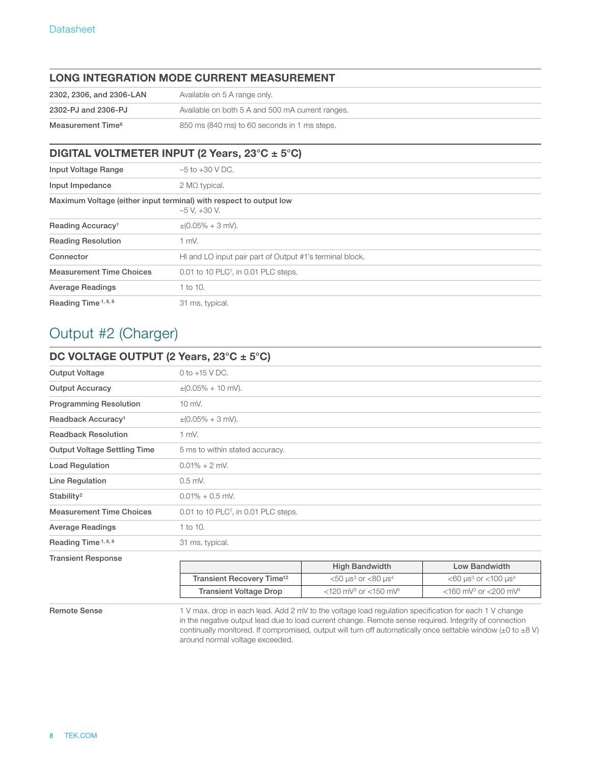### LONG INTEGRATION MODE CURRENT MEASUREMENT

| | |
|---|---|
| **2302, 2306, and 2306-LAN** | Available on 5 A range only. |
| **2302-PJ and 2306-PJ** | Available on both 5 A and 500 mA current ranges. |
| **Measurement Time**[6] | 850 ms (840 ms) to 60 seconds in 1 ms steps. |

### DIGITAL VOLTMETER INPUT (2 Years, 23°C ± 5°C)

| | |
|---|---|
| **Input Voltage Range** | –5 to +30 V DC. |
| **Input Impedance** | 2 MΩ typical. |
| **Maximum Voltage (either input terminal) with respect to output low** | –5 V, +30 V. |
| **Reading Accuracy**[1] | ±(0.05% + 3 mV). |
| **Reading Resolution** | 1 mV. |
| **Connector** | HI and LO input pair part of Output #1's terminal block. |
| **Measurement Time Choices** | 0.01 to 10 PLC[7], in 0.01 PLC steps. |
| **Average Readings** | 1 to 10. |
| **Reading Time**[1, 8, 9] | 31 ms, typical. |

## Output #2 (Charger)

### DC VOLTAGE OUTPUT (2 Years, 23°C ± 5°C)

| | |
|---|---|
| **Output Voltage** | 0 to +15 V DC. |
| **Output Accuracy** | ±(0.05% + 10 mV). |
| **Programming Resolution** | 10 mV. |
| **Readback Accuracy**[1] | ±(0.05% + 3 mV). |
| **Readback Resolution** | 1 mV. |
| **Output Voltage Settling Time** | 5 ms to within stated accuracy. |
| **Load Regulation** | 0.01% + 2 mV. |
| **Line Regulation** | 0.5 mV. |
| **Stability**[2] | 0.01% + 0.5 mV. |
| **Measurement Time Choices** | 0.01 to 10 PLC[7], in 0.01 PLC steps. |
| **Average Readings** | 1 to 10. |
| **Reading Time**[1, 8, 9] | 31 ms, typical. |

**Transient Response**

| | High Bandwidth | Low Bandwidth |
|---|---|---|
| **Transient Recovery Time**[12] | <50 μs[3] or <80 μs[4] | <60 μs[3] or <100 μs[4] |
| **Transient Voltage Drop** | <120 mV[3] or <150 mV[4] | <160 mV[3] or <200 mV[4] |

**Remote Sense**: 1 V max. drop in each lead. Add 2 mV to the voltage load regulation specification for each 1 V change in the negative output lead due to load current change. Remote sense required. Integrity of connection continually monitored. If compromised, output will turn off automatically once settable window (±0 to ±8 V) around normal voltage exceeded.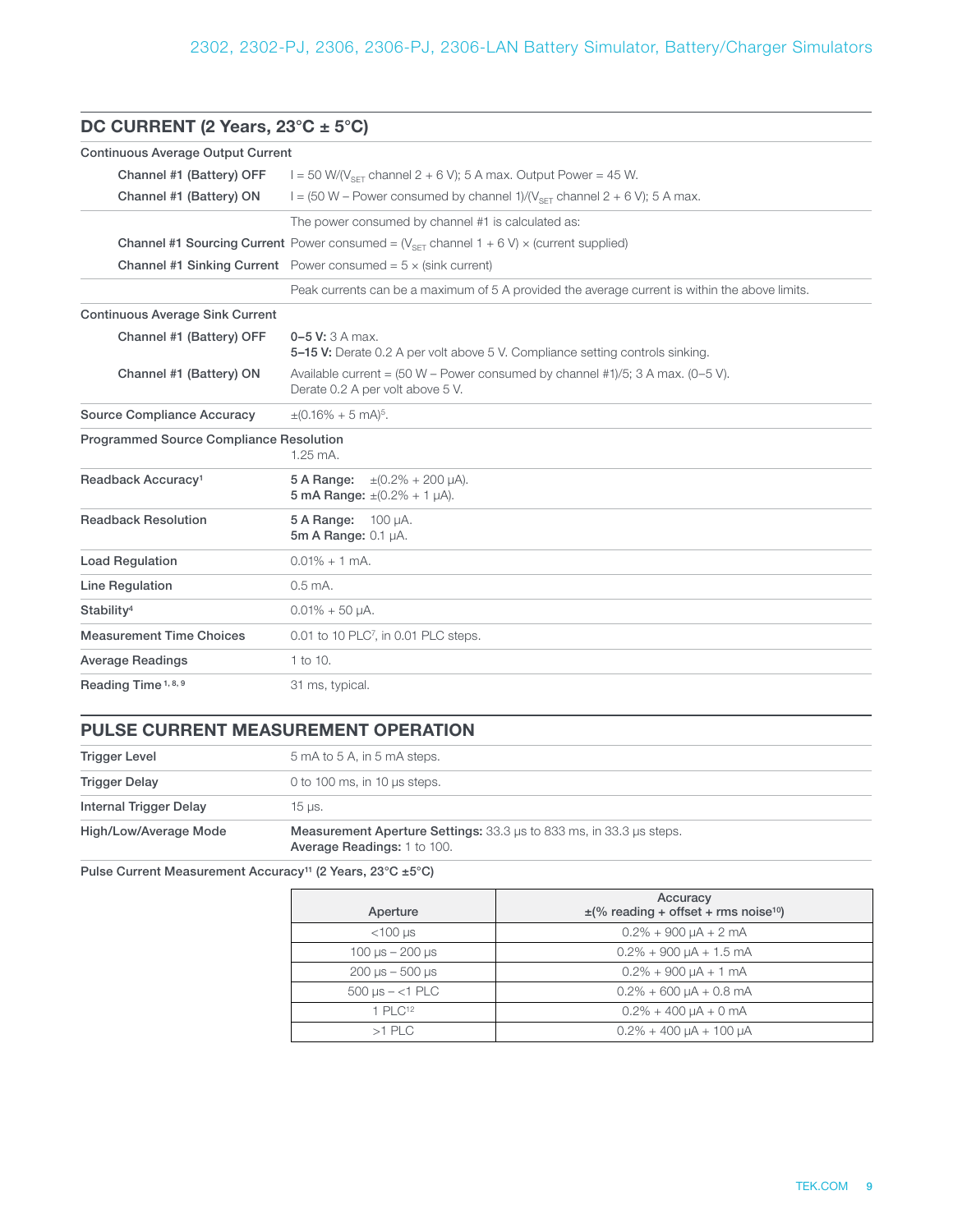## DC CURRENT (2 Years, 23°C ± 5°C)

| | |
|---|---|
| **Continuous Average Output Current** | |
| **Channel #1 (Battery) OFF** | I = 50 W/($V_{SET}$ channel 2 + 6 V); 5 A max. Output Power = 45 W. |
| **Channel #1 (Battery) ON** | I = (50 W – Power consumed by channel 1)/($V_{SET}$ channel 2 + 6 V); 5 A max. |
| | The power consumed by channel #1 is calculated as: |
| **Channel #1 Sourcing Current** | Power consumed = ($V_{SET}$ channel 1 + 6 V) × (current supplied) |
| **Channel #1 Sinking Current** | Power consumed = 5 × (sink current) |
| | Peak currents can be a maximum of 5 A provided the average current is within the above limits. |
| **Continuous Average Sink Current** | |
| **Channel #1 (Battery) OFF** | **0–5 V:** 3 A max.<br>**5–15 V:** Derate 0.2 A per volt above 5 V. Compliance setting controls sinking. |
| **Channel #1 (Battery) ON** | Available current = (50 W – Power consumed by channel #1)/5; 3 A max. (0–5 V).<br>Derate 0.2 A per volt above 5 V. |
| **Source Compliance Accuracy** | ±(0.16% + 5 mA)[5]. |
| **Programmed Source Compliance Resolution** | 1.25 mA. |
| **Readback Accuracy[1]** | **5 A Range:** ±(0.2% + 200 µA).<br>**5 mA Range:** ±(0.2% + 1 µA). |
| **Readback Resolution** | **5 A Range:** 100 µA.<br>**5m A Range:** 0.1 µA. |
| **Load Regulation** | 0.01% + 1 mA. |
| **Line Regulation** | 0.5 mA. |
| **Stability[4]** | 0.01% + 50 µA. |
| **Measurement Time Choices** | 0.01 to 10 PLC[7], in 0.01 PLC steps. |
| **Average Readings** | 1 to 10. |
| **Reading Time[1, 8, 9]** | 31 ms, typical. |

## PULSE CURRENT MEASUREMENT OPERATION

| | |
|---|---|
| **Trigger Level** | 5 mA to 5 A, in 5 mA steps. |
| **Trigger Delay** | 0 to 100 ms, in 10 µs steps. |
| **Internal Trigger Delay** | 15 µs. |
| **High/Low/Average Mode** | **Measurement Aperture Settings:** 33.3 µs to 833 ms, in 33.3 µs steps.<br>**Average Readings:** 1 to 100. |

**Pulse Current Measurement Accuracy[11] (2 Years, 23°C ±5°C)**

| Aperture | Accuracy ±(% reading + offset + rms noise[10]) |
|---|---|
| <100 µs | 0.2% + 900 µA + 2 mA |
| 100 µs – 200 µs | 0.2% + 900 µA + 1.5 mA |
| 200 µs – 500 µs | 0.2% + 900 µA + 1 mA |
| 500 µs – <1 PLC | 0.2% + 600 µA + 0.8 mA |
| 1 PLC[12] | 0.2% + 400 µA + 0 mA |
| >1 PLC | 0.2% + 400 µA + 100 µA |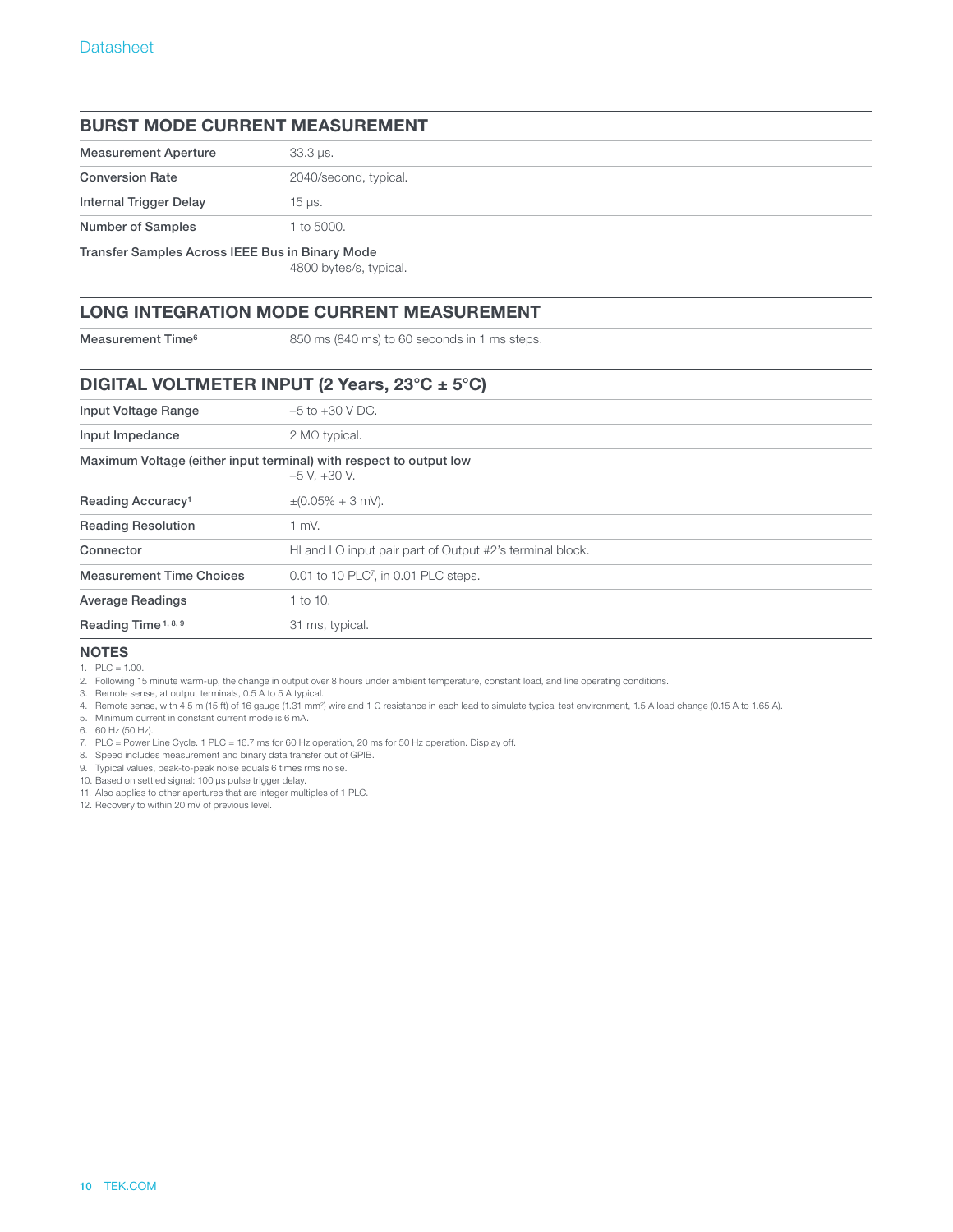## BURST MODE CURRENT MEASUREMENT

| | |
|---|---|
| Measurement Aperture | 33.3 µs. |
| Conversion Rate | 2040/second, typical. |
| Internal Trigger Delay | 15 µs. |
| Number of Samples | 1 to 5000. |
| Transfer Samples Across IEEE Bus in Binary Mode | 4800 bytes/s, typical. |

## LONG INTEGRATION MODE CURRENT MEASUREMENT

| | |
|---|---|
| Measurement Time[6] | 850 ms (840 ms) to 60 seconds in 1 ms steps. |

## DIGITAL VOLTMETER INPUT (2 Years, 23°C ± 5°C)

| | |
|---|---|
| Input Voltage Range | –5 to +30 V DC. |
| Input Impedance | 2 MΩ typical. |
| Maximum Voltage (either input terminal) with respect to output low | –5 V, +30 V. |
| Reading Accuracy[1] | ±(0.05% + 3 mV). |
| Reading Resolution | 1 mV. |
| Connector | HI and LO input pair part of Output #2's terminal block. |
| Measurement Time Choices | 0.01 to 10 PLC[7], in 0.01 PLC steps. |
| Average Readings | 1 to 10. |
| Reading Time[1, 8, 9] | 31 ms, typical. |

### NOTES

1. PLC = 1.00.
2. Following 15 minute warm-up, the change in output over 8 hours under ambient temperature, constant load, and line operating conditions.
3. Remote sense, at output terminals, 0.5 A to 5 A typical.
4. Remote sense, with 4.5 m (15 ft) of 16 gauge (1.31 mm$^2$) wire and 1 Ω resistance in each lead to simulate typical test environment, 1.5 A load change (0.15 A to 1.65 A).
5. Minimum current in constant current mode is 6 mA.
6. 60 Hz (50 Hz).
7. PLC = Power Line Cycle. 1 PLC = 16.7 ms for 60 Hz operation, 20 ms for 50 Hz operation. Display off.
8. Speed includes measurement and binary data transfer out of GPIB.
9. Typical values, peak-to-peak noise equals 6 times rms noise.
10. Based on settled signal: 100 µs pulse trigger delay.
11. Also applies to other apertures that are integer multiples of 1 PLC.
12. Recovery to within 20 mV of previous level.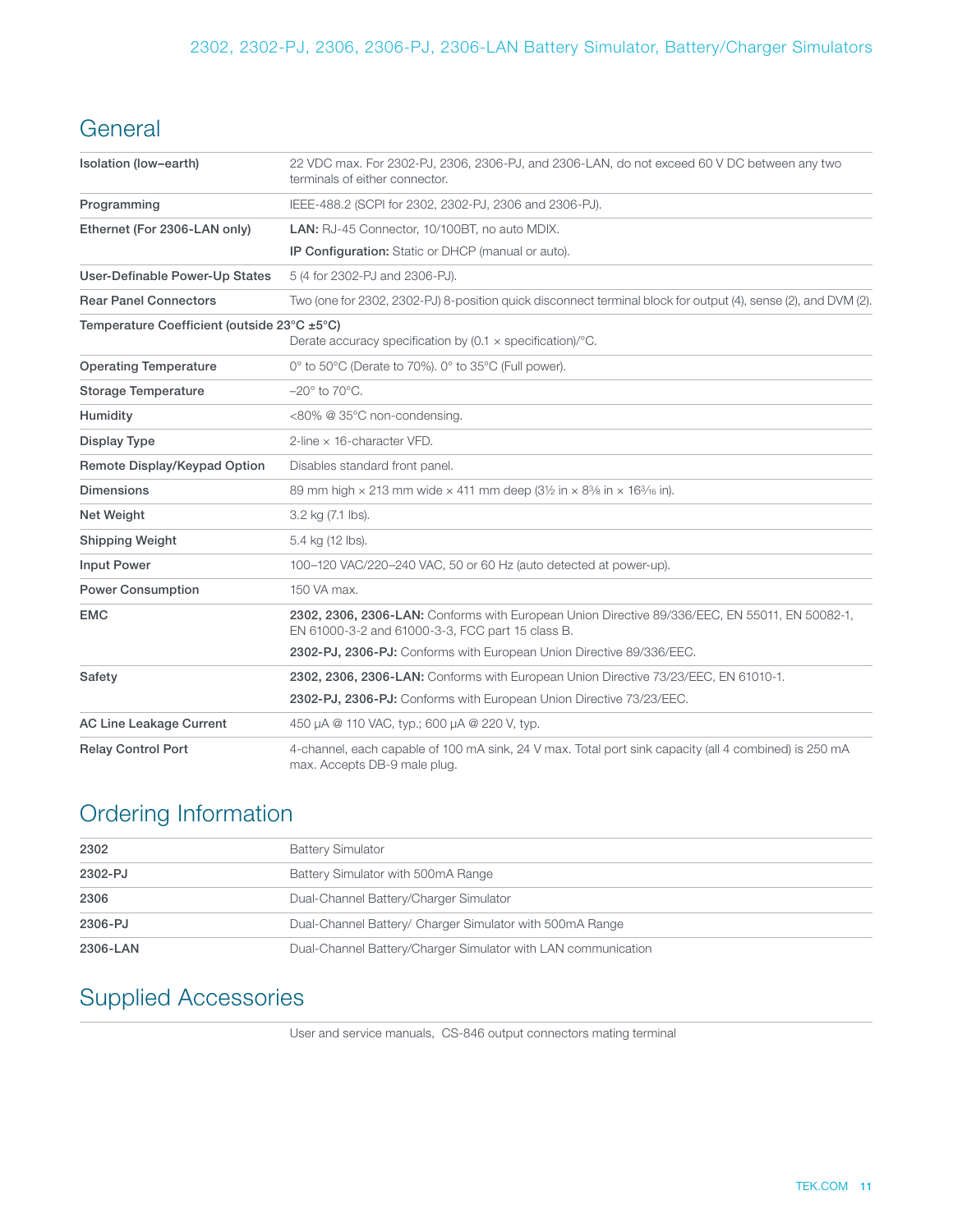## General

| | |
|---|---|
| **Isolation (low–earth)** | 22 VDC max. For 2302-PJ, 2306, 2306-PJ, and 2306-LAN, do not exceed 60 V DC between any two terminals of either connector. |
| **Programming** | IEEE-488.2 (SCPI for 2302, 2302-PJ, 2306 and 2306-PJ). |
| **Ethernet (For 2306-LAN only)** | **LAN:** RJ-45 Connector, 10/100BT, no auto MDIX. |
| | **IP Configuration:** Static or DHCP (manual or auto). |
| **User-Definable Power-Up States** | 5 (4 for 2302-PJ and 2306-PJ). |
| **Rear Panel Connectors** | Two (one for 2302, 2302-PJ) 8-position quick disconnect terminal block for output (4), sense (2), and DVM (2). |
| **Temperature Coefficient (outside 23°C ±5°C)** | Derate accuracy specification by (0.1 × specification)/°C. |
| **Operating Temperature** | 0° to 50°C (Derate to 70%). 0° to 35°C (Full power). |
| **Storage Temperature** | –20° to 70°C. |
| **Humidity** | <80% @ 35°C non-condensing. |
| **Display Type** | 2-line × 16-character VFD. |
| **Remote Display/Keypad Option** | Disables standard front panel. |
| **Dimensions** | 89 mm high × 213 mm wide × 411 mm deep (3½ in × 8⅜ in × 16³⁄₁₆ in). |
| **Net Weight** | 3.2 kg (7.1 lbs). |
| **Shipping Weight** | 5.4 kg (12 lbs). |
| **Input Power** | 100–120 VAC/220–240 VAC, 50 or 60 Hz (auto detected at power-up). |
| **Power Consumption** | 150 VA max. |
| **EMC** | **2302, 2306, 2306-LAN:** Conforms with European Union Directive 89/336/EEC, EN 55011, EN 50082-1, EN 61000-3-2 and 61000-3-3, FCC part 15 class B. |
| | **2302-PJ, 2306-PJ:** Conforms with European Union Directive 89/336/EEC. |
| **Safety** | **2302, 2306, 2306-LAN:** Conforms with European Union Directive 73/23/EEC, EN 61010-1. |
| | **2302-PJ, 2306-PJ:** Conforms with European Union Directive 73/23/EEC. |
| **AC Line Leakage Current** | 450 µA @ 110 VAC, typ.; 600 µA @ 220 V, typ. |
| **Relay Control Port** | 4-channel, each capable of 100 mA sink, 24 V max. Total port sink capacity (all 4 combined) is 250 mA max. Accepts DB-9 male plug. |

## Ordering Information

| | |
|---|---|
| **2302** | Battery Simulator |
| **2302-PJ** | Battery Simulator with 500mA Range |
| **2306** | Dual-Channel Battery/Charger Simulator |
| **2306-PJ** | Dual-Channel Battery/ Charger Simulator with 500mA Range |
| **2306-LAN** | Dual-Channel Battery/Charger Simulator with LAN communication |

## Supplied Accessories

User and service manuals, CS-846 output connectors mating terminal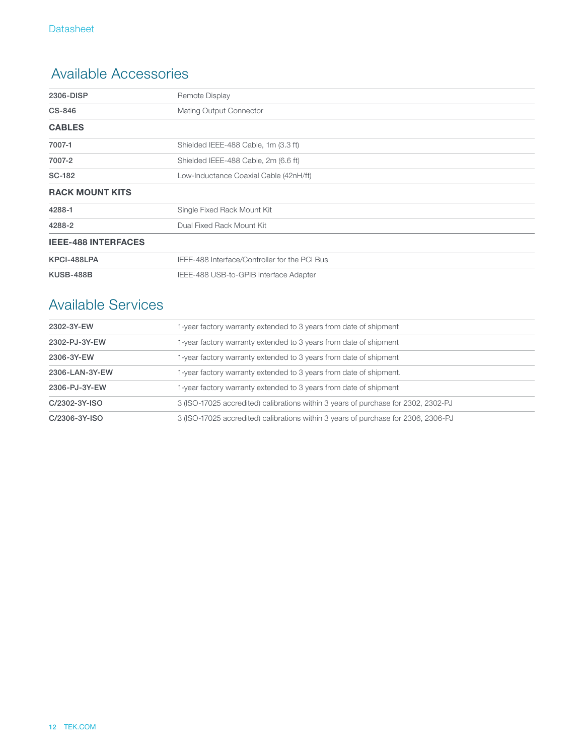## Available Accessories

| | |
|---|---|
| **2306-DISP** | Remote Display |
| **CS-846** | Mating Output Connector |
| **CABLES** | |
| **7007-1** | Shielded IEEE-488 Cable, 1m (3.3 ft) |
| **7007-2** | Shielded IEEE-488 Cable, 2m (6.6 ft) |
| **SC-182** | Low-Inductance Coaxial Cable (42nH/ft) |
| **RACK MOUNT KITS** | |
| **4288-1** | Single Fixed Rack Mount Kit |
| **4288-2** | Dual Fixed Rack Mount Kit |
| **IEEE-488 INTERFACES** | |
| **KPCI-488LPA** | IEEE-488 Interface/Controller for the PCI Bus |
| **KUSB-488B** | IEEE-488 USB-to-GPIB Interface Adapter |

## Available Services

| | |
|---|---|
| **2302-3Y-EW** | 1-year factory warranty extended to 3 years from date of shipment |
| **2302-PJ-3Y-EW** | 1-year factory warranty extended to 3 years from date of shipment |
| **2306-3Y-EW** | 1-year factory warranty extended to 3 years from date of shipment |
| **2306-LAN-3Y-EW** | 1-year factory warranty extended to 3 years from date of shipment. |
| **2306-PJ-3Y-EW** | 1-year factory warranty extended to 3 years from date of shipment |
| **C/2302-3Y-ISO** | 3 (ISO-17025 accredited) calibrations within 3 years of purchase for 2302, 2302-PJ |
| **C/2306-3Y-ISO** | 3 (ISO-17025 accredited) calibrations within 3 years of purchase for 2306, 2306-PJ |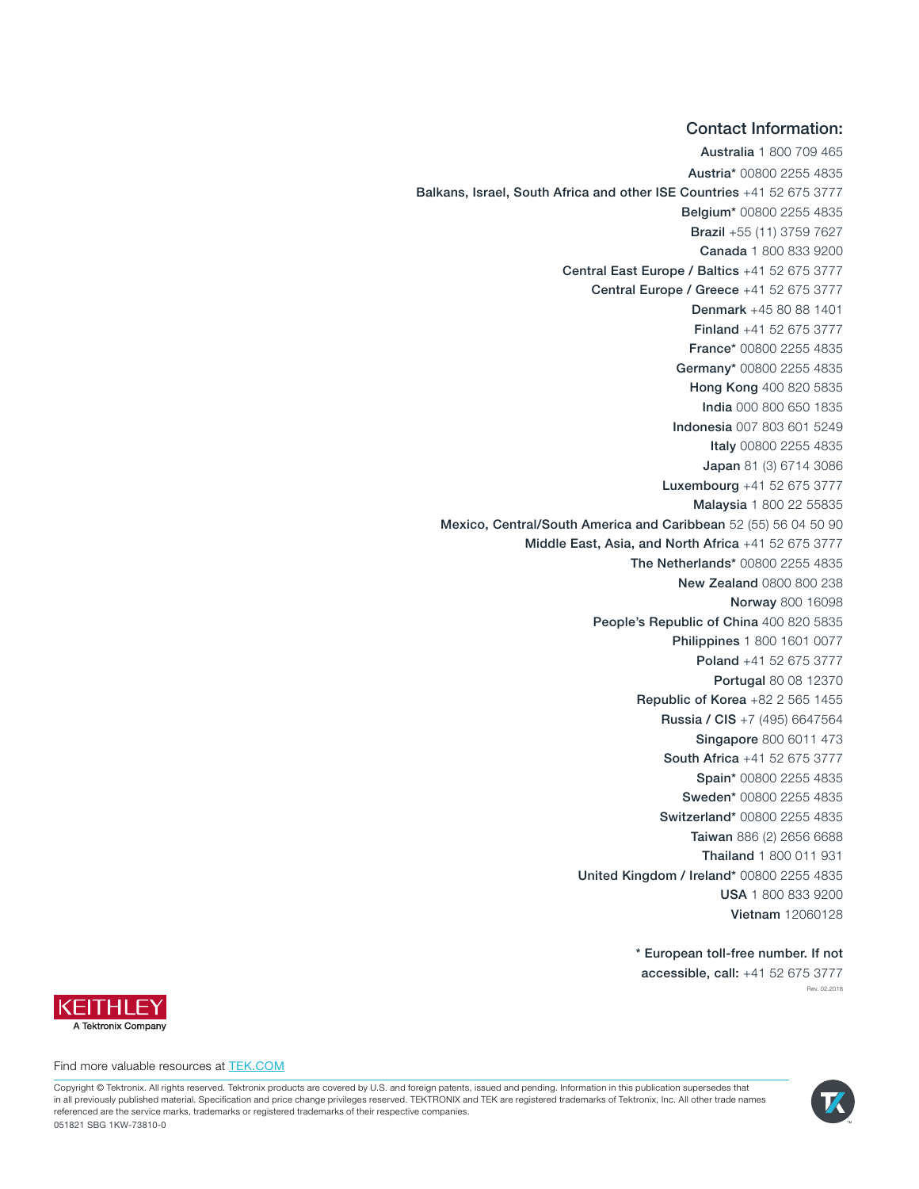## Contact Information:

**Australia** 1 800 709 465

**Austria*** 00800 2255 4835

**Balkans, Israel, South Africa and other ISE Countries** +41 52 675 3777

**Belgium*** 00800 2255 4835

**Brazil** +55 (11) 3759 7627

**Canada** 1 800 833 9200

**Central East Europe / Baltics** +41 52 675 3777

**Central Europe / Greece** +41 52 675 3777

**Denmark** +45 80 88 1401

**Finland** +41 52 675 3777

**France*** 00800 2255 4835

**Germany*** 00800 2255 4835

**Hong Kong** 400 820 5835

**India** 000 800 650 1835

**Indonesia** 007 803 601 5249

**Italy** 00800 2255 4835

**Japan** 81 (3) 6714 3086

**Luxembourg** +41 52 675 3777

**Malaysia** 1 800 22 55835

**Mexico, Central/South America and Caribbean** 52 (55) 56 04 50 90

**Middle East, Asia, and North Africa** +41 52 675 3777

**The Netherlands*** 00800 2255 4835

**New Zealand** 0800 800 238

**Norway** 800 16098

**People's Republic of China** 400 820 5835

**Philippines** 1 800 1601 0077

**Poland** +41 52 675 3777

**Portugal** 80 08 12370

**Republic of Korea** +82 2 565 1455

**Russia / CIS** +7 (495) 6647564

**Singapore** 800 6011 473

**South Africa** +41 52 675 3777

**Spain*** 00800 2255 4835

**Sweden*** 00800 2255 4835

**Switzerland*** 00800 2255 4835

**Taiwan** 886 (2) 2656 6688

**Thailand** 1 800 011 931

**United Kingdom / Ireland*** 00800 2255 4835

**USA** 1 800 833 9200

**Vietnam** 12060128

**\* European toll-free number. If not accessible, call:** +41 52 675 3777

Rev. 02.2018

KEITHLEY
A Tektronix Company

Find more valuable resources at [TEK.COM](https://www.tek.com)

Copyright © Tektronix. All rights reserved. Tektronix products are covered by U.S. and foreign patents, issued and pending. Information in this publication supersedes that in all previously published material. Specification and price change privileges reserved. TEKTRONIX and TEK are registered trademarks of Tektronix, Inc. All other trade names referenced are the service marks, trademarks or registered trademarks of their respective companies.

051821 SBG 1KW-73810-0